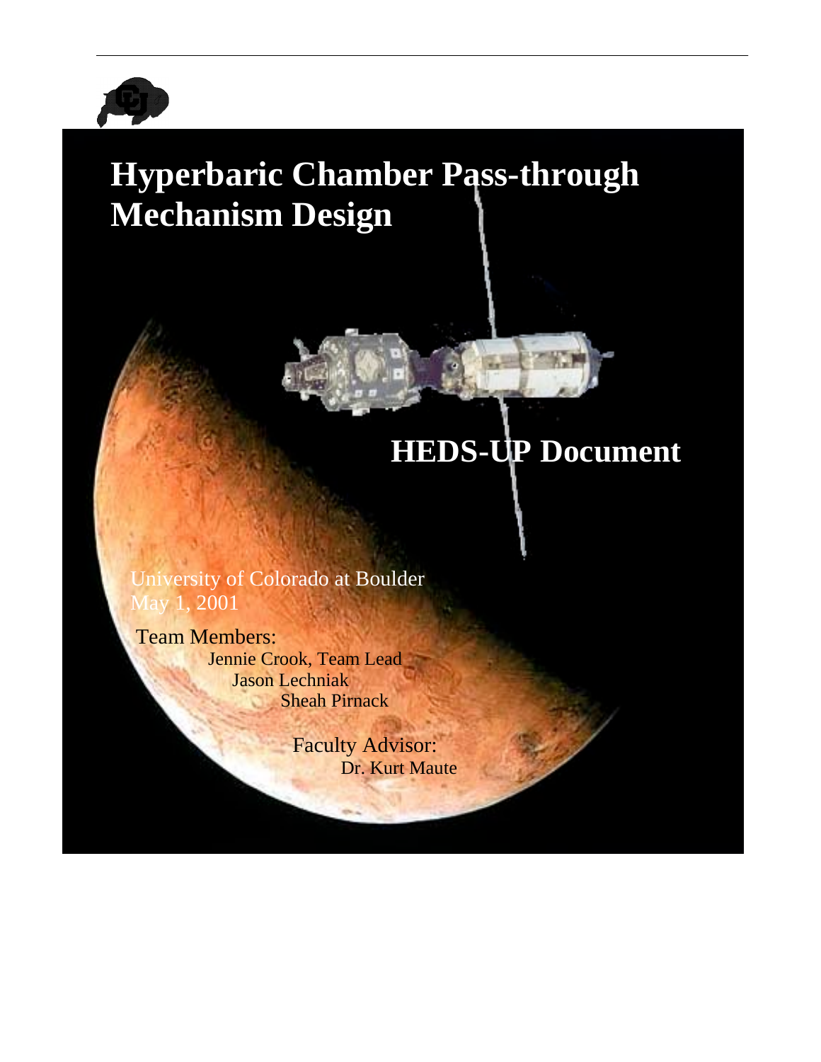# Hyperbaric Chamber Pass-through Mechanism Design

## HEDS-UP Document

University of Colorado at Boulder
May 1, 2001

Team Members:
Jennie Crook, Team Lead
Jason Lechniak
Sheah Pirnack

Faculty Advisor:
Dr. Kurt Maute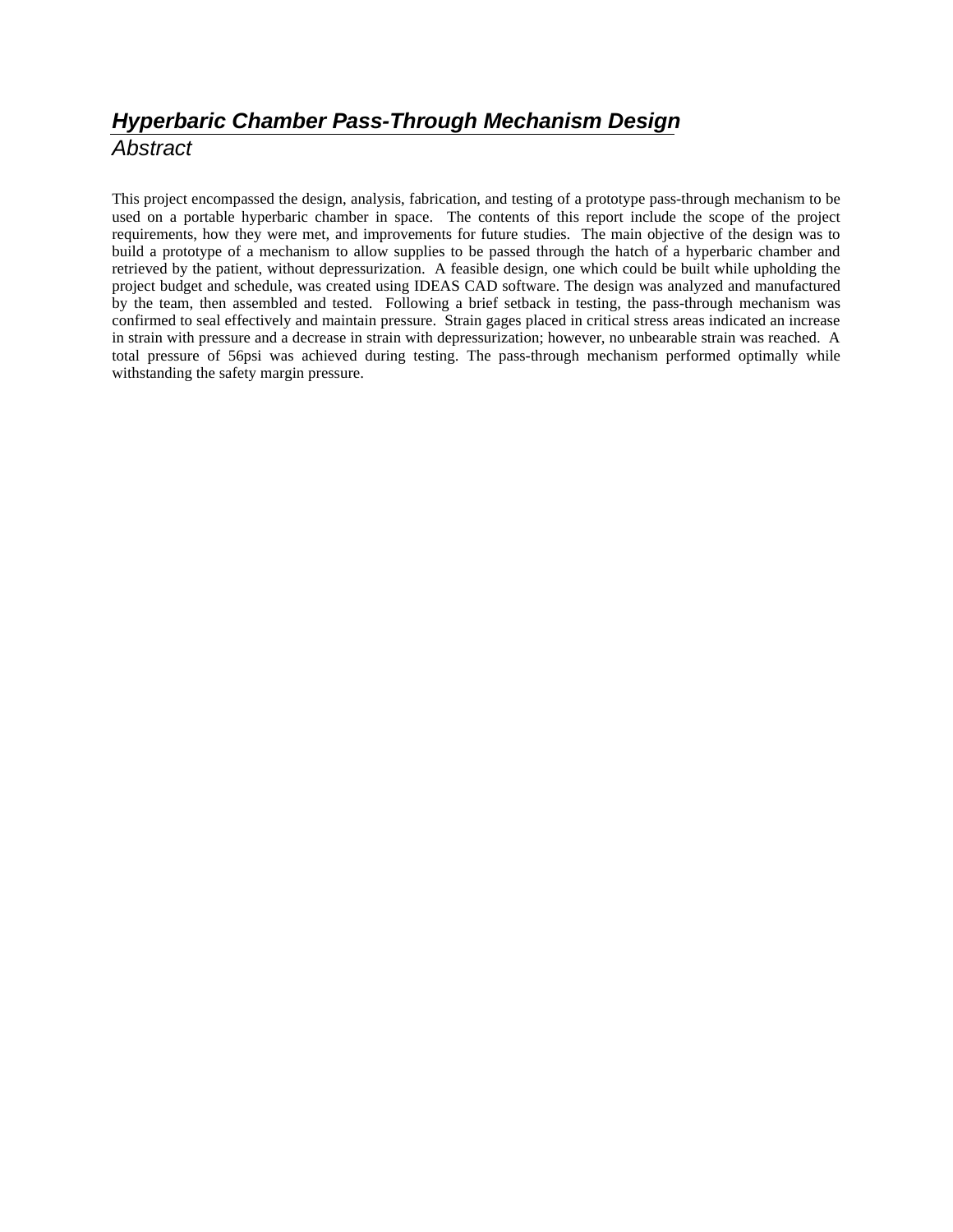# *Hyperbaric Chamber Pass-Through Mechanism Design*

## *Abstract*

This project encompassed the design, analysis, fabrication, and testing of a prototype pass-through mechanism to be used on a portable hyperbaric chamber in space. The contents of this report include the scope of the project requirements, how they were met, and improvements for future studies. The main objective of the design was to build a prototype of a mechanism to allow supplies to be passed through the hatch of a hyperbaric chamber and retrieved by the patient, without depressurization. A feasible design, one which could be built while upholding the project budget and schedule, was created using IDEAS CAD software. The design was analyzed and manufactured by the team, then assembled and tested. Following a brief setback in testing, the pass-through mechanism was confirmed to seal effectively and maintain pressure. Strain gages placed in critical stress areas indicated an increase in strain with pressure and a decrease in strain with depressurization; however, no unbearable strain was reached. A total pressure of 56psi was achieved during testing. The pass-through mechanism performed optimally while withstanding the safety margin pressure.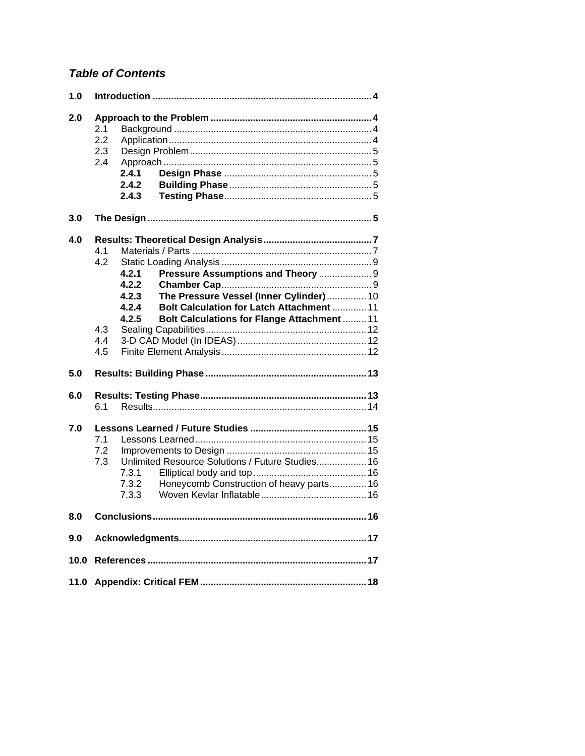### *Table of Contents*

**1.0 Introduction** ........ **4**

**2.0 Approach to the Problem** ........ **4**
- 2.1 Background ........ 4
- 2.2 Application ........ 4
- 2.3 Design Problem ........ 5
- 2.4 Approach ........ 5
  - **2.4.1 Design Phase** ........ 5
  - **2.4.2 Building Phase** ........ 5
  - **2.4.3 Testing Phase** ........ 5

**3.0 The Design** ........ **5**

**4.0 Results: Theoretical Design Analysis** ........ **7**
- 4.1 Materials / Parts ........ 7
- 4.2 Static Loading Analysis ........ 9
  - **4.2.1 Pressure Assumptions and Theory** ........ 9
  - **4.2.2 Chamber Cap** ........ 9
  - **4.2.3 The Pressure Vessel (Inner Cylinder)** ........ 10
  - **4.2.4 Bolt Calculation for Latch Attachment** ........ 11
  - **4.2.5 Bolt Calculations for Flange Attachment** ........ 11
- 4.3 Sealing Capabilities ........ 12
- 4.4 3-D CAD Model (In IDEAS) ........ 12
- 4.5 Finite Element Analysis ........ 12

**5.0 Results: Building Phase** ........ **13**

**6.0 Results: Testing Phase** ........ **13**
- 6.1 Results ........ 14

**7.0 Lessons Learned / Future Studies** ........ **15**
- 7.1 Lessons Learned ........ 15
- 7.2 Improvements to Design ........ 15
- 7.3 Unlimited Resource Solutions / Future Studies ........ 16
  - 7.3.1 Elliptical body and top ........ 16
  - 7.3.2 Honeycomb Construction of heavy parts ........ 16
  - 7.3.3 Woven Kevlar Inflatable ........ 16

**8.0 Conclusions** ........ **16**

**9.0 Acknowledgments** ........ **17**

**10.0 References** ........ **17**

**11.0 Appendix: Critical FEM** ........ **18**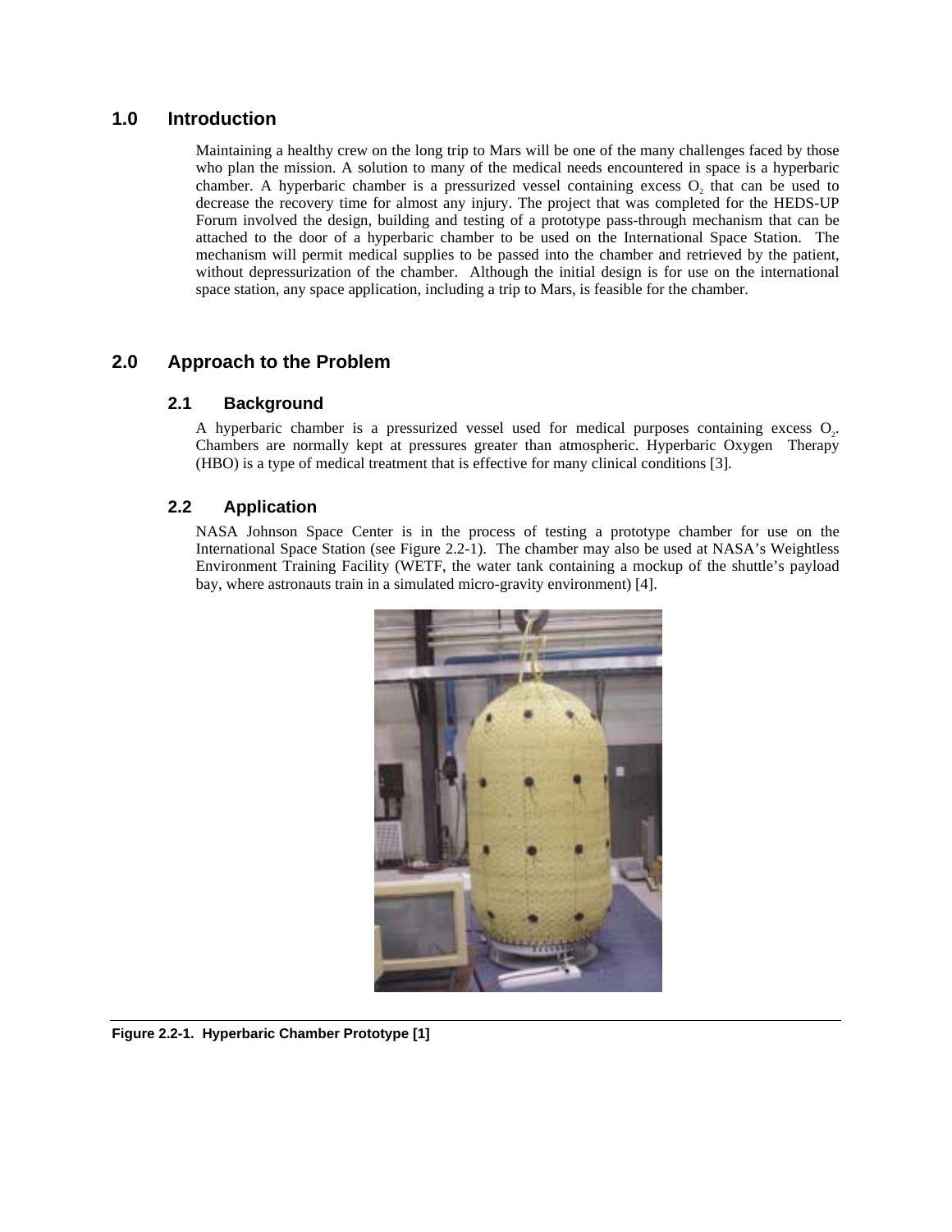# 1.0 Introduction

Maintaining a healthy crew on the long trip to Mars will be one of the many challenges faced by those who plan the mission. A solution to many of the medical needs encountered in space is a hyperbaric chamber. A hyperbaric chamber is a pressurized vessel containing excess $O_2$ that can be used to decrease the recovery time for almost any injury. The project that was completed for the HEDS-UP Forum involved the design, building and testing of a prototype pass-through mechanism that can be attached to the door of a hyperbaric chamber to be used on the International Space Station. The mechanism will permit medical supplies to be passed into the chamber and retrieved by the patient, without depressurization of the chamber. Although the initial design is for use on the international space station, any space application, including a trip to Mars, is feasible for the chamber.

# 2.0 Approach to the Problem

## 2.1 Background

A hyperbaric chamber is a pressurized vessel used for medical purposes containing excess $O_2$. Chambers are normally kept at pressures greater than atmospheric. Hyperbaric Oxygen Therapy (HBO) is a type of medical treatment that is effective for many clinical conditions [3].

## 2.2 Application

NASA Johnson Space Center is in the process of testing a prototype chamber for use on the International Space Station (see Figure 2.2-1). The chamber may also be used at NASA's Weightless Environment Training Facility (WETF, the water tank containing a mockup of the shuttle's payload bay, where astronauts train in a simulated micro-gravity environment) [4].

**Figure 2.2-1. Hyperbaric Chamber Prototype [1]**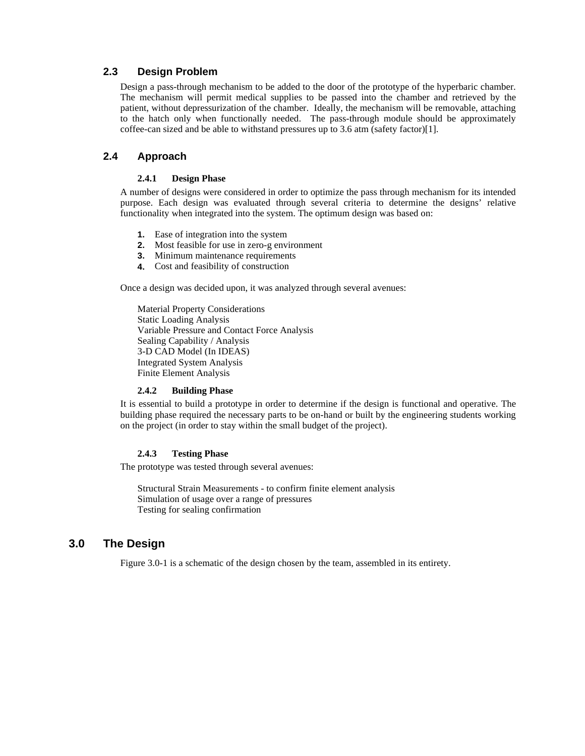## 2.3 Design Problem

Design a pass-through mechanism to be added to the door of the prototype of the hyperbaric chamber. The mechanism will permit medical supplies to be passed into the chamber and retrieved by the patient, without depressurization of the chamber. Ideally, the mechanism will be removable, attaching to the hatch only when functionally needed. The pass-through module should be approximately coffee-can sized and be able to withstand pressures up to 3.6 atm (safety factor)[1].

## 2.4 Approach

### 2.4.1 Design Phase

A number of designs were considered in order to optimize the pass through mechanism for its intended purpose. Each design was evaluated through several criteria to determine the designs' relative functionality when integrated into the system. The optimum design was based on:

1. Ease of integration into the system
2. Most feasible for use in zero-g environment
3. Minimum maintenance requirements
4. Cost and feasibility of construction

Once a design was decided upon, it was analyzed through several avenues:

Material Property Considerations
Static Loading Analysis
Variable Pressure and Contact Force Analysis
Sealing Capability / Analysis
3-D CAD Model (In IDEAS)
Integrated System Analysis
Finite Element Analysis

### 2.4.2 Building Phase

It is essential to build a prototype in order to determine if the design is functional and operative. The building phase required the necessary parts to be on-hand or built by the engineering students working on the project (in order to stay within the small budget of the project).

### 2.4.3 Testing Phase

The prototype was tested through several avenues:

Structural Strain Measurements - to confirm finite element analysis
Simulation of usage over a range of pressures
Testing for sealing confirmation

# 3.0 The Design

Figure 3.0-1 is a schematic of the design chosen by the team, assembled in its entirety.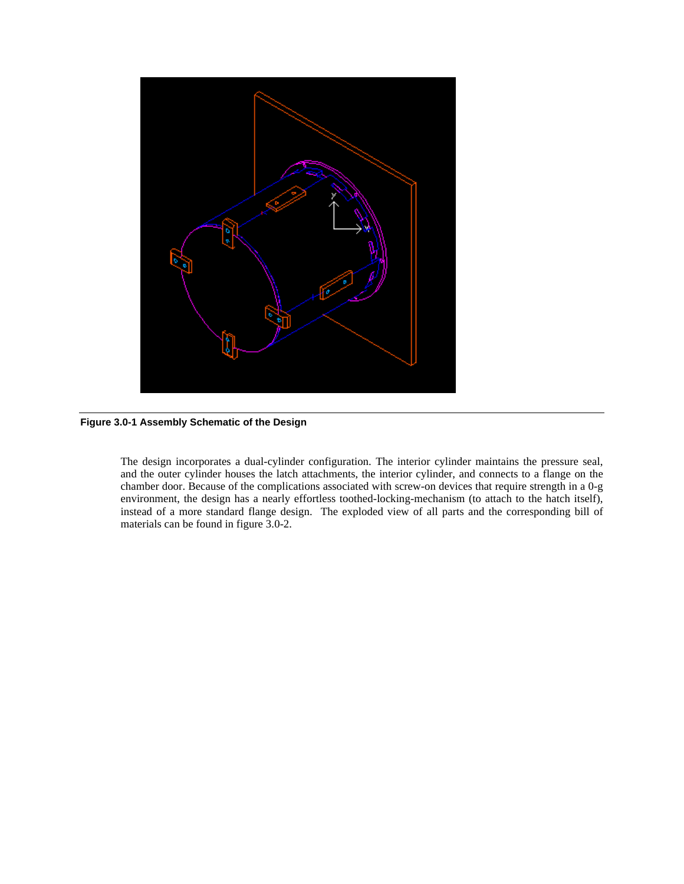**Figure 3.0-1 Assembly Schematic of the Design**

The design incorporates a dual-cylinder configuration. The interior cylinder maintains the pressure seal, and the outer cylinder houses the latch attachments, the interior cylinder, and connects to a flange on the chamber door. Because of the complications associated with screw-on devices that require strength in a 0-g environment, the design has a nearly effortless toothed-locking-mechanism (to attach to the hatch itself), instead of a more standard flange design. The exploded view of all parts and the corresponding bill of materials can be found in figure 3.0-2.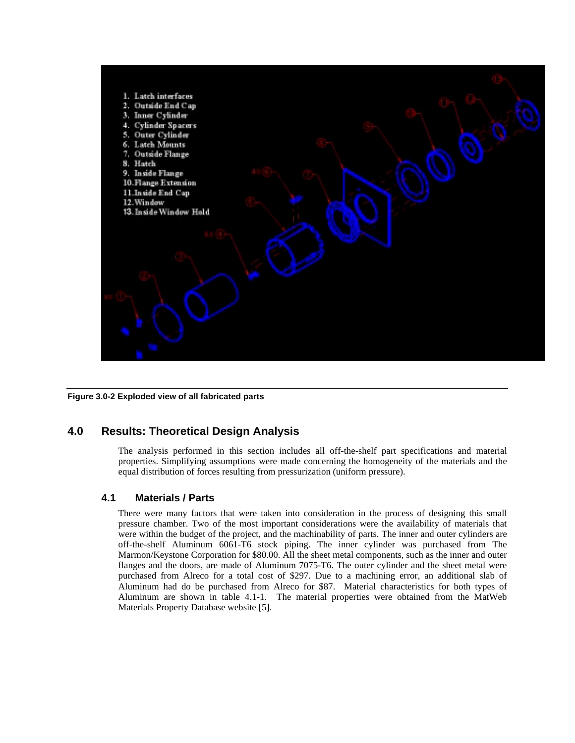**Figure 3.0-2 Exploded view of all fabricated parts**

## 4.0 Results: Theoretical Design Analysis

The analysis performed in this section includes all off-the-shelf part specifications and material properties. Simplifying assumptions were made concerning the homogeneity of the materials and the equal distribution of forces resulting from pressurization (uniform pressure).

### 4.1 Materials / Parts

There were many factors that were taken into consideration in the process of designing this small pressure chamber. Two of the most important considerations were the availability of materials that were within the budget of the project, and the machinability of parts. The inner and outer cylinders are off-the-shelf Aluminum 6061-T6 stock piping. The inner cylinder was purchased from The Marmon/Keystone Corporation for $80.00. All the sheet metal components, such as the inner and outer flanges and the doors, are made of Aluminum 7075-T6. The outer cylinder and the sheet metal were purchased from Alreco for a total cost of $297. Due to a machining error, an additional slab of Aluminum had do be purchased from Alreco for $87. Material characteristics for both types of Aluminum are shown in table 4.1-1. The material properties were obtained from the MatWeb Materials Property Database website [5].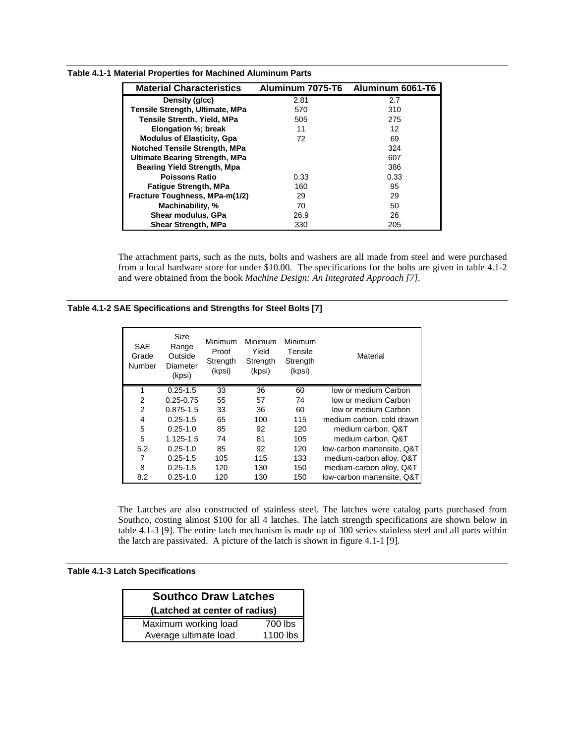**Table 4.1-1 Material Properties for Machined Aluminum Parts**

| Material Characteristics | Aluminum 7075-T6 | Aluminum 6061-T6 |
|---|---|---|
| Density (g/cc) | 2.81 | 2.7 |
| Tensile Strength, Ultimate, MPa | 570 | 310 |
| Tensile Strenth, Yield, MPa | 505 | 275 |
| Elongation %; break | 11 | 12 |
| Modulus of Elasticity, Gpa | 72 | 69 |
| Notched Tensile Strength, MPa | | 324 |
| Ultimate Bearing Strength, MPa | | 607 |
| Bearing Yield Strength, Mpa | | 386 |
| Poissons Ratio | 0.33 | 0.33 |
| Fatigue Strength, MPa | 160 | 95 |
| Fracture Toughness, MPa-m(1/2) | 29 | 29 |
| Machinability, % | 70 | 50 |
| Shear modulus, GPa | 26.9 | 26 |
| Shear Strength, MPa | 330 | 205 |

The attachment parts, such as the nuts, bolts and washers are all made from steel and were purchased from a local hardware store for under $10.00. The specifications for the bolts are given in table 4.1-2 and were obtained from the book *Machine Design: An Integrated Approach [7]*.

**Table 4.1-2 SAE Specifications and Strengths for Steel Bolts [7]**

| SAE Grade Number | Size Range Outside Diameter (kpsi) | Minimum Proof Strength (kpsi) | Minimum Yield Strength (kpsi) | Minimum Tensile Strength (kpsi) | Material |
|---|---|---|---|---|---|
| 1 | 0.25-1.5 | 33 | 36 | 60 | low or medium Carbon |
| 2 | 0.25-0.75 | 55 | 57 | 74 | low or medium Carbon |
| 2 | 0.875-1.5 | 33 | 36 | 60 | low or medium Carbon |
| 4 | 0.25-1.5 | 65 | 100 | 115 | medium carbon, cold drawn |
| 5 | 0.25-1.0 | 85 | 92 | 120 | medium carbon, Q&T |
| 5 | 1.125-1.5 | 74 | 81 | 105 | medium carbon, Q&T |
| 5.2 | 0.25-1.0 | 85 | 92 | 120 | low-carbon martensite, Q&T |
| 7 | 0.25-1.5 | 105 | 115 | 133 | medium-carbon alloy, Q&T |
| 8 | 0.25-1.5 | 120 | 130 | 150 | medium-carbon alloy, Q&T |
| 8.2 | 0.25-1.0 | 120 | 130 | 150 | low-carbon martensite, Q&T |

The Latches are also constructed of stainless steel. The latches were catalog parts purchased from Southco, costing almost $100 for all 4 latches. The latch strength specifications are shown below in table 4.1-3 [9]. The entire latch mechanism is made up of 300 series stainless steel and all parts within the latch are passivated. A picture of the latch is shown in figure 4.1-1 [9].

**Table 4.1-3 Latch Specifications**

| Southco Draw Latches (Latched at center of radius) | |
|---|---|
| Maximum working load | 700 lbs |
| Average ultimate load | 1100 lbs |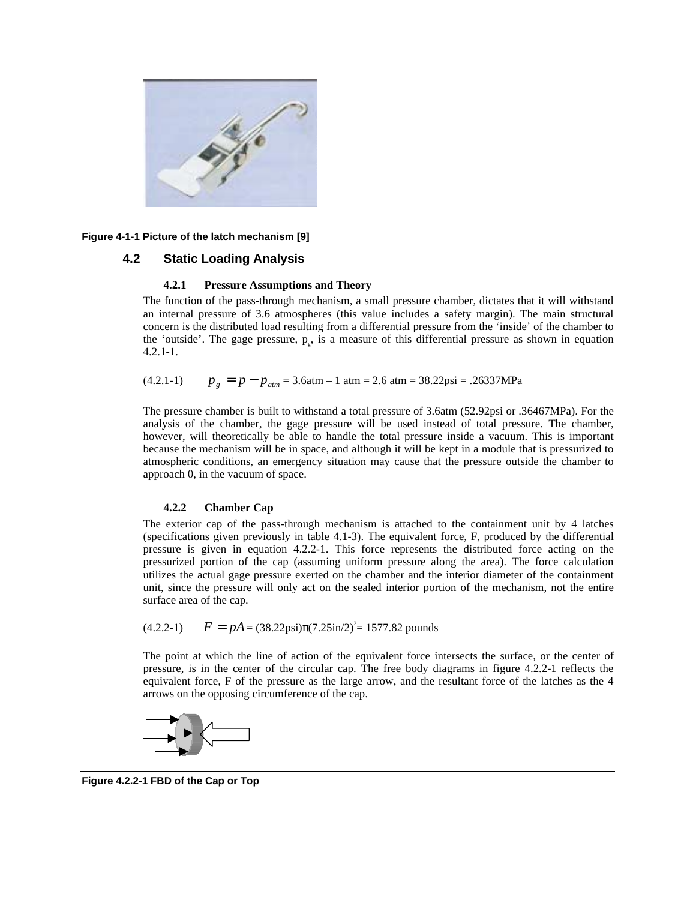Figure 4-1-1 Picture of the latch mechanism [9]

## 4.2 Static Loading Analysis

### 4.2.1 Pressure Assumptions and Theory

The function of the pass-through mechanism, a small pressure chamber, dictates that it will withstand an internal pressure of 3.6 atmospheres (this value includes a safety margin). The main structural concern is the distributed load resulting from a differential pressure from the 'inside' of the chamber to the 'outside'. The gage pressure, $p_g$, is a measure of this differential pressure as shown in equation 4.2.1-1.

(4.2.1-1) $p_g = p - p_{atm}$ = 3.6atm – 1 atm = 2.6 atm = 38.22psi = .26337MPa

The pressure chamber is built to withstand a total pressure of 3.6atm (52.92psi or .36467MPa). For the analysis of the chamber, the gage pressure will be used instead of total pressure. The chamber, however, will theoretically be able to handle the total pressure inside a vacuum. This is important because the mechanism will be in space, and although it will be kept in a module that is pressurized to atmospheric conditions, an emergency situation may cause that the pressure outside the chamber to approach 0, in the vacuum of space.

### 4.2.2 Chamber Cap

The exterior cap of the pass-through mechanism is attached to the containment unit by 4 latches (specifications given previously in table 4.1-3). The equivalent force, F, produced by the differential pressure is given in equation 4.2.2-1. This force represents the distributed force acting on the pressurized portion of the cap (assuming uniform pressure along the area). The force calculation utilizes the actual gage pressure exerted on the chamber and the interior diameter of the containment unit, since the pressure will only act on the sealed interior portion of the mechanism, not the entire surface area of the cap.

(4.2.2-1) $F = pA = (38.22\text{psi})\pi(7.25\text{in}/2)^2 = 1577.82$ pounds

The point at which the line of action of the equivalent force intersects the surface, or the center of pressure, is in the center of the circular cap. The free body diagrams in figure 4.2.2-1 reflects the equivalent force, F of the pressure as the large arrow, and the resultant force of the latches as the 4 arrows on the opposing circumference of the cap.

Figure 4.2.2-1 FBD of the Cap or Top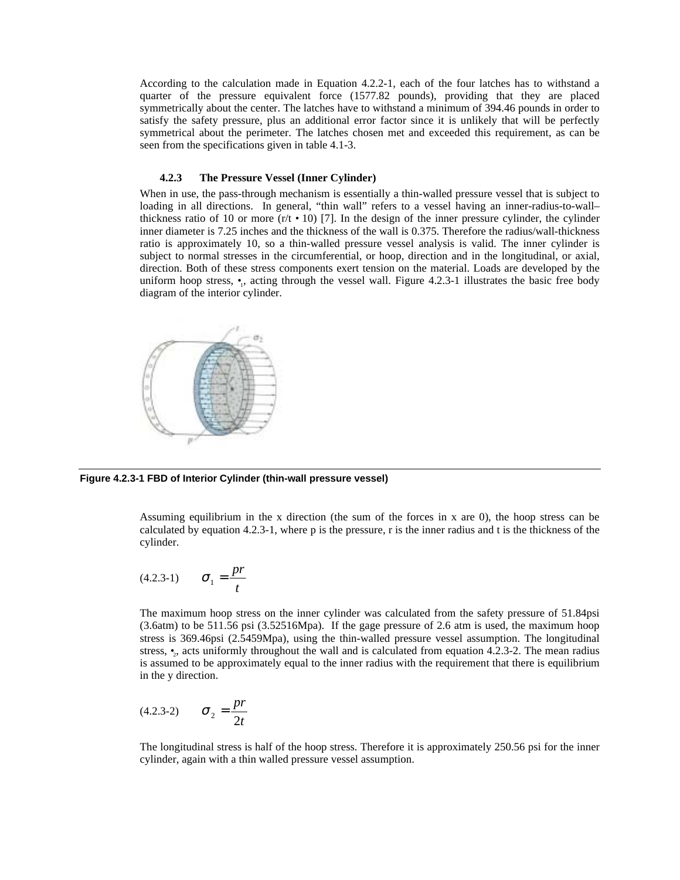According to the calculation made in Equation 4.2.2-1, each of the four latches has to withstand a quarter of the pressure equivalent force (1577.82 pounds), providing that they are placed symmetrically about the center. The latches have to withstand a minimum of 394.46 pounds in order to satisfy the safety pressure, plus an additional error factor since it is unlikely that will be perfectly symmetrical about the perimeter. The latches chosen met and exceeded this requirement, as can be seen from the specifications given in table 4.1-3.

### 4.2.3 The Pressure Vessel (Inner Cylinder)

When in use, the pass-through mechanism is essentially a thin-walled pressure vessel that is subject to loading in all directions. In general, "thin wall" refers to a vessel having an inner-radius-to-wall–thickness ratio of 10 or more (r/t • 10) [7]. In the design of the inner pressure cylinder, the cylinder inner diameter is 7.25 inches and the thickness of the wall is 0.375. Therefore the radius/wall-thickness ratio is approximately 10, so a thin-walled pressure vessel analysis is valid. The inner cylinder is subject to normal stresses in the circumferential, or hoop, direction and in the longitudinal, or axial, direction. Both of these stress components exert tension on the material. Loads are developed by the uniform hoop stress, $\sigma_1$, acting through the vessel wall. Figure 4.2.3-1 illustrates the basic free body diagram of the interior cylinder.

**Figure 4.2.3-1 FBD of Interior Cylinder (thin-wall pressure vessel)**

Assuming equilibrium in the x direction (the sum of the forces in x are 0), the hoop stress can be calculated by equation 4.2.3-1, where p is the pressure, r is the inner radius and t is the thickness of the cylinder.

$$\sigma_1 = \frac{pr}{t} \qquad (4.2.3\text{-}1)$$

The maximum hoop stress on the inner cylinder was calculated from the safety pressure of 51.84psi (3.6atm) to be 511.56 psi (3.52516Mpa). If the gage pressure of 2.6 atm is used, the maximum hoop stress is 369.46psi (2.5459Mpa), using the thin-walled pressure vessel assumption. The longitudinal stress, $\sigma_2$, acts uniformly throughout the wall and is calculated from equation 4.2.3-2. The mean radius is assumed to be approximately equal to the inner radius with the requirement that there is equilibrium in the y direction.

$$\sigma_2 = \frac{pr}{2t} \qquad (4.2.3\text{-}2)$$

The longitudinal stress is half of the hoop stress. Therefore it is approximately 250.56 psi for the inner cylinder, again with a thin walled pressure vessel assumption.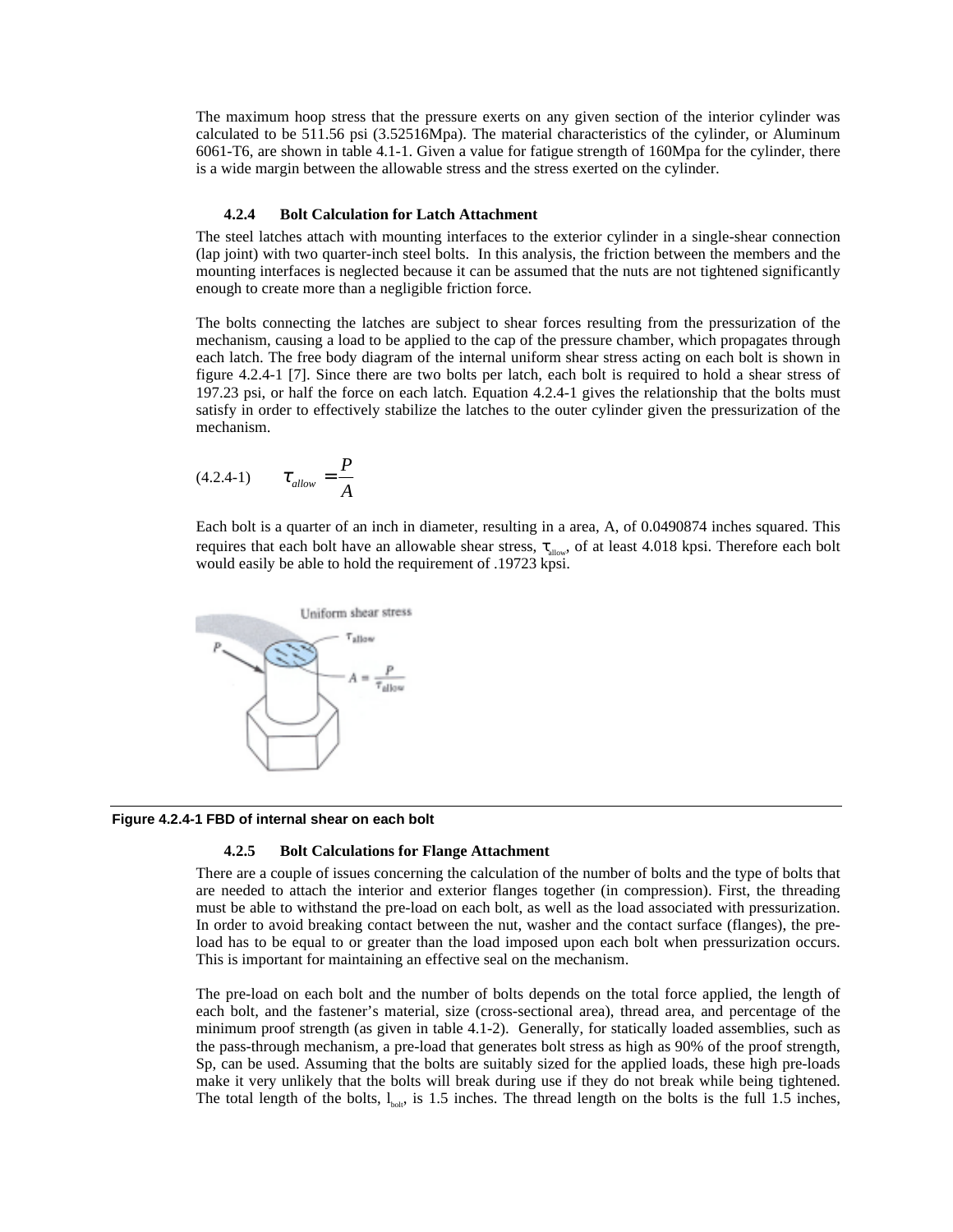The maximum hoop stress that the pressure exerts on any given section of the interior cylinder was calculated to be 511.56 psi (3.52516Mpa). The material characteristics of the cylinder, or Aluminum 6061-T6, are shown in table 4.1-1. Given a value for fatigue strength of 160Mpa for the cylinder, there is a wide margin between the allowable stress and the stress exerted on the cylinder.

### 4.2.4 Bolt Calculation for Latch Attachment

The steel latches attach with mounting interfaces to the exterior cylinder in a single-shear connection (lap joint) with two quarter-inch steel bolts. In this analysis, the friction between the members and the mounting interfaces is neglected because it can be assumed that the nuts are not tightened significantly enough to create more than a negligible friction force.

The bolts connecting the latches are subject to shear forces resulting from the pressurization of the mechanism, causing a load to be applied to the cap of the pressure chamber, which propagates through each latch. The free body diagram of the internal uniform shear stress acting on each bolt is shown in figure 4.2.4-1 [7]. Since there are two bolts per latch, each bolt is required to hold a shear stress of 197.23 psi, or half the force on each latch. Equation 4.2.4-1 gives the relationship that the bolts must satisfy in order to effectively stabilize the latches to the outer cylinder given the pressurization of the mechanism.

(4.2.4-1) $$\tau_{allow} = \frac{P}{A}$$

Each bolt is a quarter of an inch in diameter, resulting in a area, A, of 0.0490874 inches squared. This requires that each bolt have an allowable shear stress, $\tau_{allow}$, of at least 4.018 kpsi. Therefore each bolt would easily be able to hold the requirement of .19723 kpsi.

**Figure 4.2.4-1 FBD of internal shear on each bolt**

### 4.2.5 Bolt Calculations for Flange Attachment

There are a couple of issues concerning the calculation of the number of bolts and the type of bolts that are needed to attach the interior and exterior flanges together (in compression). First, the threading must be able to withstand the pre-load on each bolt, as well as the load associated with pressurization. In order to avoid breaking contact between the nut, washer and the contact surface (flanges), the pre-load has to be equal to or greater than the load imposed upon each bolt when pressurization occurs. This is important for maintaining an effective seal on the mechanism.

The pre-load on each bolt and the number of bolts depends on the total force applied, the length of each bolt, and the fastener's material, size (cross-sectional area), thread area, and percentage of the minimum proof strength (as given in table 4.1-2). Generally, for statically loaded assemblies, such as the pass-through mechanism, a pre-load that generates bolt stress as high as 90% of the proof strength, Sp, can be used. Assuming that the bolts are suitably sized for the applied loads, these high pre-loads make it very unlikely that the bolts will break during use if they do not break while being tightened. The total length of the bolts, $l_{bolt}$, is 1.5 inches. The thread length on the bolts is the full 1.5 inches,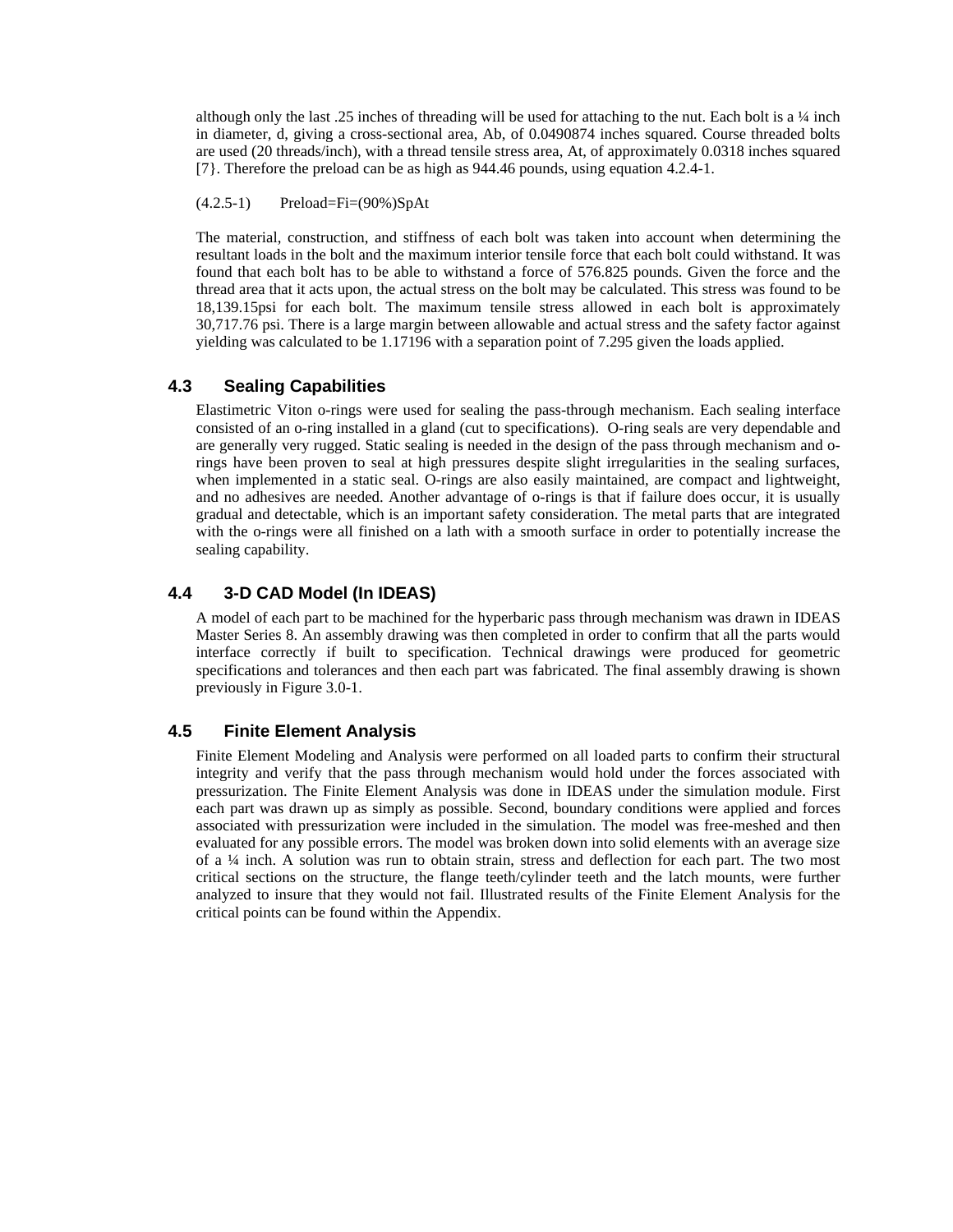although only the last .25 inches of threading will be used for attaching to the nut. Each bolt is a ¼ inch in diameter, d, giving a cross-sectional area, Ab, of 0.0490874 inches squared. Course threaded bolts are used (20 threads/inch), with a thread tensile stress area, At, of approximately 0.0318 inches squared [7}. Therefore the preload can be as high as 944.46 pounds, using equation 4.2.4-1.

(4.2.5-1) Preload=Fi=(90%)SpAt

The material, construction, and stiffness of each bolt was taken into account when determining the resultant loads in the bolt and the maximum interior tensile force that each bolt could withstand. It was found that each bolt has to be able to withstand a force of 576.825 pounds. Given the force and the thread area that it acts upon, the actual stress on the bolt may be calculated. This stress was found to be 18,139.15psi for each bolt. The maximum tensile stress allowed in each bolt is approximately 30,717.76 psi. There is a large margin between allowable and actual stress and the safety factor against yielding was calculated to be 1.17196 with a separation point of 7.295 given the loads applied.

## 4.3 Sealing Capabilities

Elastimetric Viton o-rings were used for sealing the pass-through mechanism. Each sealing interface consisted of an o-ring installed in a gland (cut to specifications). O-ring seals are very dependable and are generally very rugged. Static sealing is needed in the design of the pass through mechanism and o-rings have been proven to seal at high pressures despite slight irregularities in the sealing surfaces, when implemented in a static seal. O-rings are also easily maintained, are compact and lightweight, and no adhesives are needed. Another advantage of o-rings is that if failure does occur, it is usually gradual and detectable, which is an important safety consideration. The metal parts that are integrated with the o-rings were all finished on a lath with a smooth surface in order to potentially increase the sealing capability.

## 4.4 3-D CAD Model (In IDEAS)

A model of each part to be machined for the hyperbaric pass through mechanism was drawn in IDEAS Master Series 8. An assembly drawing was then completed in order to confirm that all the parts would interface correctly if built to specification. Technical drawings were produced for geometric specifications and tolerances and then each part was fabricated. The final assembly drawing is shown previously in Figure 3.0-1.

## 4.5 Finite Element Analysis

Finite Element Modeling and Analysis were performed on all loaded parts to confirm their structural integrity and verify that the pass through mechanism would hold under the forces associated with pressurization. The Finite Element Analysis was done in IDEAS under the simulation module. First each part was drawn up as simply as possible. Second, boundary conditions were applied and forces associated with pressurization were included in the simulation. The model was free-meshed and then evaluated for any possible errors. The model was broken down into solid elements with an average size of a ¼ inch. A solution was run to obtain strain, stress and deflection for each part. The two most critical sections on the structure, the flange teeth/cylinder teeth and the latch mounts, were further analyzed to insure that they would not fail. Illustrated results of the Finite Element Analysis for the critical points can be found within the Appendix.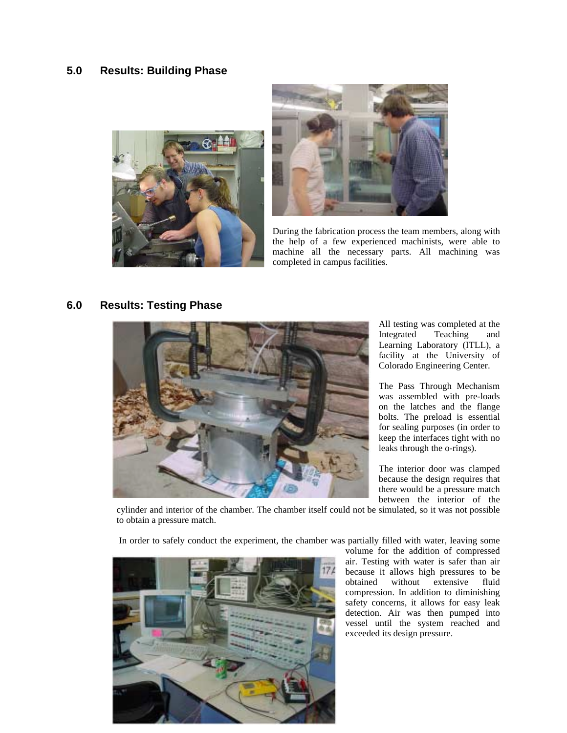## 5.0 Results: Building Phase

During the fabrication process the team members, along with the help of a few experienced machinists, were able to machine all the necessary parts. All machining was completed in campus facilities.

## 6.0 Results: Testing Phase

All testing was completed at the Integrated Teaching and Learning Laboratory (ITLL), a facility at the University of Colorado Engineering Center.

The Pass Through Mechanism was assembled with pre-loads on the latches and the flange bolts. The preload is essential for sealing purposes (in order to keep the interfaces tight with no leaks through the o-rings).

The interior door was clamped because the design requires that there would be a pressure match between the interior of the cylinder and interior of the chamber. The chamber itself could not be simulated, so it was not possible to obtain a pressure match.

In order to safely conduct the experiment, the chamber was partially filled with water, leaving some volume for the addition of compressed air. Testing with water is safer than air because it allows high pressures to be obtained without extensive fluid compression. In addition to diminishing safety concerns, it allows for easy leak detection. Air was then pumped into vessel until the system reached and exceeded its design pressure.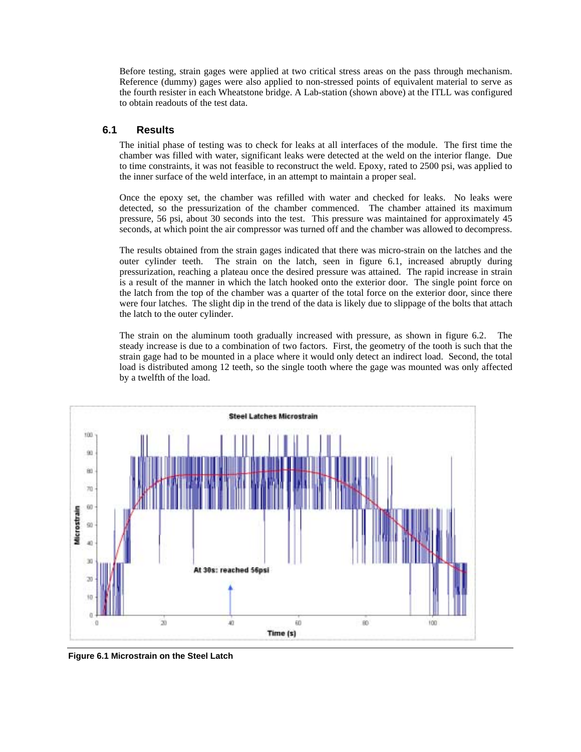Before testing, strain gages were applied at two critical stress areas on the pass through mechanism. Reference (dummy) gages were also applied to non-stressed points of equivalent material to serve as the fourth resister in each Wheatstone bridge. A Lab-station (shown above) at the ITLL was configured to obtain readouts of the test data.

### 6.1 Results

The initial phase of testing was to check for leaks at all interfaces of the module. The first time the chamber was filled with water, significant leaks were detected at the weld on the interior flange. Due to time constraints, it was not feasible to reconstruct the weld. Epoxy, rated to 2500 psi, was applied to the inner surface of the weld interface, in an attempt to maintain a proper seal.

Once the epoxy set, the chamber was refilled with water and checked for leaks. No leaks were detected, so the pressurization of the chamber commenced. The chamber attained its maximum pressure, 56 psi, about 30 seconds into the test. This pressure was maintained for approximately 45 seconds, at which point the air compressor was turned off and the chamber was allowed to decompress.

The results obtained from the strain gages indicated that there was micro-strain on the latches and the outer cylinder teeth. The strain on the latch, seen in figure 6.1, increased abruptly during pressurization, reaching a plateau once the desired pressure was attained. The rapid increase in strain is a result of the manner in which the latch hooked onto the exterior door. The single point force on the latch from the top of the chamber was a quarter of the total force on the exterior door, since there were four latches. The slight dip in the trend of the data is likely due to slippage of the bolts that attach the latch to the outer cylinder.

The strain on the aluminum tooth gradually increased with pressure, as shown in figure 6.2. The steady increase is due to a combination of two factors. First, the geometry of the tooth is such that the strain gage had to be mounted in a place where it would only detect an indirect load. Second, the total load is distributed among 12 teeth, so the single tooth where the gage was mounted was only affected by a twelfth of the load.

**Figure 6.1 Microstrain on the Steel Latch**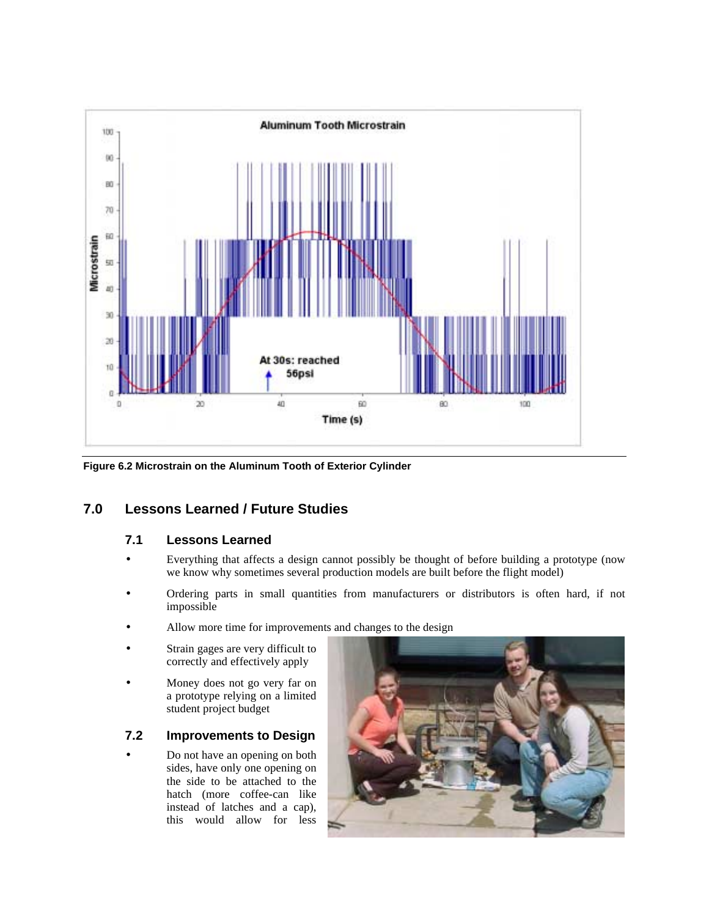Figure 6.2 Microstrain on the Aluminum Tooth of Exterior Cylinder

## 7.0 Lessons Learned / Future Studies

### 7.1 Lessons Learned

- Everything that affects a design cannot possibly be thought of before building a prototype (now we know why sometimes several production models are built before the flight model)
- Ordering parts in small quantities from manufacturers or distributors is often hard, if not impossible
- Allow more time for improvements and changes to the design
- Strain gages are very difficult to correctly and effectively apply
- Money does not go very far on a prototype relying on a limited student project budget

### 7.2 Improvements to Design

- Do not have an opening on both sides, have only one opening on the side to be attached to the hatch (more coffee-can like instead of latches and a cap), this would allow for less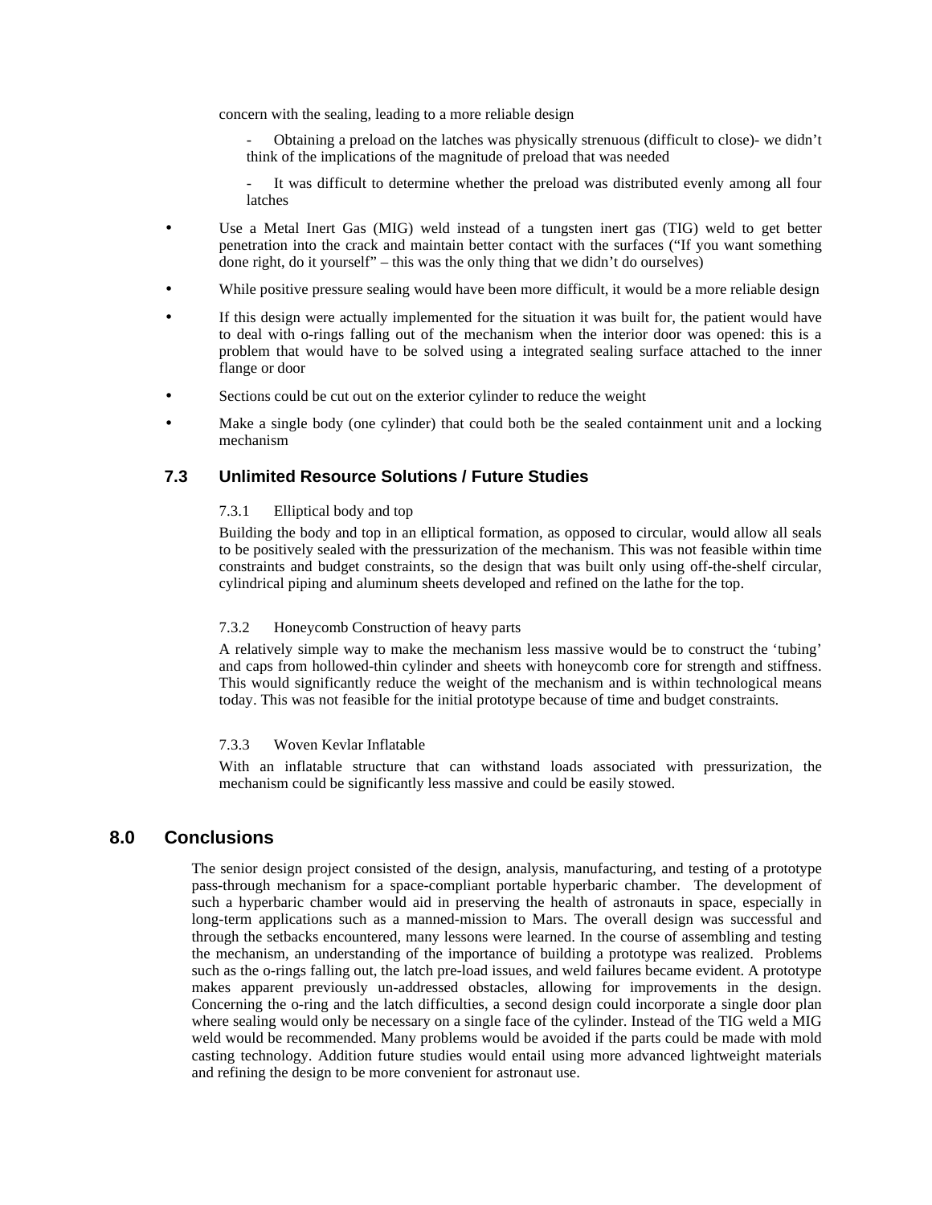concern with the sealing, leading to a more reliable design

- Obtaining a preload on the latches was physically strenuous (difficult to close)- we didn't think of the implications of the magnitude of preload that was needed
- It was difficult to determine whether the preload was distributed evenly among all four latches

- Use a Metal Inert Gas (MIG) weld instead of a tungsten inert gas (TIG) weld to get better penetration into the crack and maintain better contact with the surfaces ("If you want something done right, do it yourself" – this was the only thing that we didn't do ourselves)
- While positive pressure sealing would have been more difficult, it would be a more reliable design
- If this design were actually implemented for the situation it was built for, the patient would have to deal with o-rings falling out of the mechanism when the interior door was opened: this is a problem that would have to be solved using a integrated sealing surface attached to the inner flange or door
- Sections could be cut out on the exterior cylinder to reduce the weight
- Make a single body (one cylinder) that could both be the sealed containment unit and a locking mechanism

### 7.3 Unlimited Resource Solutions / Future Studies

#### 7.3.1 Elliptical body and top

Building the body and top in an elliptical formation, as opposed to circular, would allow all seals to be positively sealed with the pressurization of the mechanism. This was not feasible within time constraints and budget constraints, so the design that was built only using off-the-shelf circular, cylindrical piping and aluminum sheets developed and refined on the lathe for the top.

#### 7.3.2 Honeycomb Construction of heavy parts

A relatively simple way to make the mechanism less massive would be to construct the 'tubing' and caps from hollowed-thin cylinder and sheets with honeycomb core for strength and stiffness. This would significantly reduce the weight of the mechanism and is within technological means today. This was not feasible for the initial prototype because of time and budget constraints.

#### 7.3.3 Woven Kevlar Inflatable

With an inflatable structure that can withstand loads associated with pressurization, the mechanism could be significantly less massive and could be easily stowed.

## 8.0 Conclusions

The senior design project consisted of the design, analysis, manufacturing, and testing of a prototype pass-through mechanism for a space-compliant portable hyperbaric chamber. The development of such a hyperbaric chamber would aid in preserving the health of astronauts in space, especially in long-term applications such as a manned-mission to Mars. The overall design was successful and through the setbacks encountered, many lessons were learned. In the course of assembling and testing the mechanism, an understanding of the importance of building a prototype was realized. Problems such as the o-rings falling out, the latch pre-load issues, and weld failures became evident. A prototype makes apparent previously un-addressed obstacles, allowing for improvements in the design. Concerning the o-ring and the latch difficulties, a second design could incorporate a single door plan where sealing would only be necessary on a single face of the cylinder. Instead of the TIG weld a MIG weld would be recommended. Many problems would be avoided if the parts could be made with mold casting technology. Addition future studies would entail using more advanced lightweight materials and refining the design to be more convenient for astronaut use.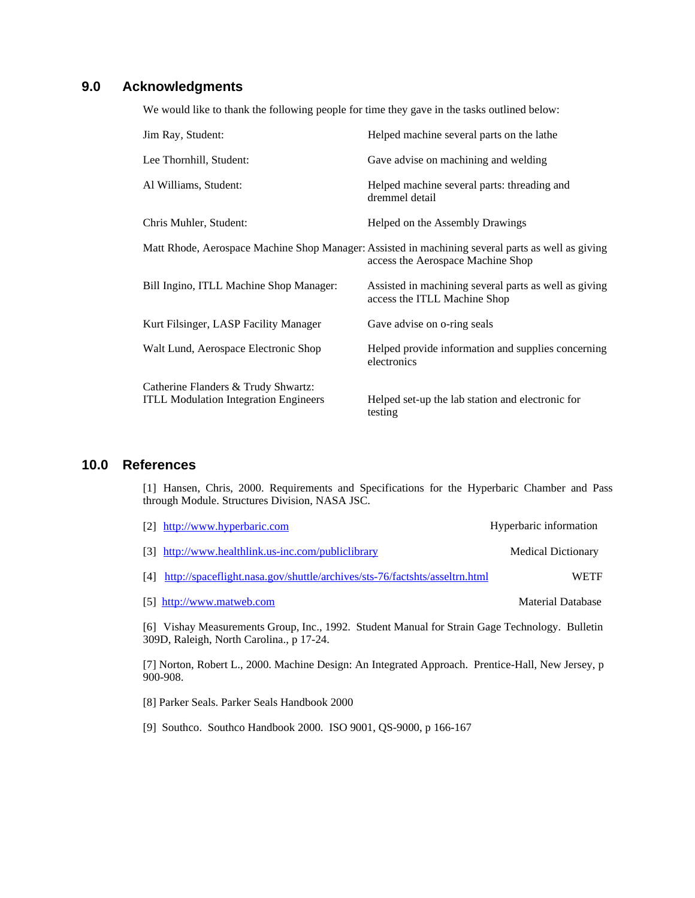## 9.0 Acknowledgments

We would like to thank the following people for time they gave in the tasks outlined below:

| | |
|---|---|
| Jim Ray, Student: | Helped machine several parts on the lathe |
| Lee Thornhill, Student: | Gave advise on machining and welding |
| Al Williams, Student: | Helped machine several parts: threading and dremmel detail |
| Chris Muhler, Student: | Helped on the Assembly Drawings |
| Matt Rhode, Aerospace Machine Shop Manager: | Assisted in machining several parts as well as giving access the Aerospace Machine Shop |
| Bill Ingino, ITLL Machine Shop Manager: | Assisted in machining several parts as well as giving access the ITLL Machine Shop |
| Kurt Filsinger, LASP Facility Manager | Gave advise on o-ring seals |
| Walt Lund, Aerospace Electronic Shop | Helped provide information and supplies concerning electronics |
| Catherine Flanders & Trudy Shwartz: ITLL Modulation Integration Engineers | Helped set-up the lab station and electronic for testing |

## 10.0 References

[1] Hansen, Chris, 2000. Requirements and Specifications for the Hyperbaric Chamber and Pass through Module. Structures Division, NASA JSC.

[2] http://www.hyperbaric.com Hyperbaric information

[3] http://www.healthlink.us-inc.com/publiclibrary Medical Dictionary

[4] http://spaceflight.nasa.gov/shuttle/archives/sts-76/factshts/asseltrn.html WETF

[5] http://www.matweb.com Material Database

[6] Vishay Measurements Group, Inc., 1992. Student Manual for Strain Gage Technology. Bulletin 309D, Raleigh, North Carolina., p 17-24.

[7] Norton, Robert L., 2000. Machine Design: An Integrated Approach. Prentice-Hall, New Jersey, p 900-908.

[8] Parker Seals. Parker Seals Handbook 2000

[9] Southco. Southco Handbook 2000. ISO 9001, QS-9000, p 166-167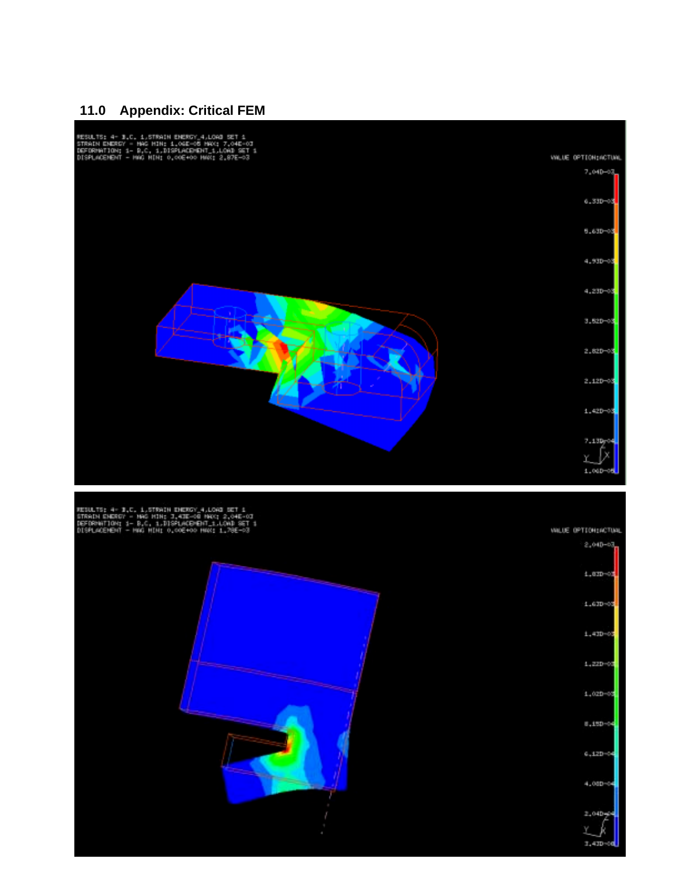## 11.0 Appendix: Critical FEM

RESULTS: 4- B.C. 1,STRAIN ENERGY_4,LOAD SET 1
STRAIN ENERGY - MAG MIN: 1.06E-05 MAX: 7.04E-03
DEFORMATION: 1- B.C. 1,DISPLACEMENT_1,LOAD SET 1
DISPLACEMENT - MAG MIN: 0.00E+00 MAX: 2.87E-03

VALUE OPTION:ACTUAL

7.04D-03
6.33D-03
5.63D-03
4.93D-03
4.23D-03
3.52D-03
2.82D-03
2.12D-03
1.42D-03
7.13D-04
1.06D-05

RESULTS: 4- B.C. 1,STRAIN ENERGY_4,LOAD SET 1
STRAIN ENERGY - MAG MIN: 3.43E-08 MAX: 2.04E-03
DEFORMATION: 1- B.C. 1,DISPLACEMENT_1,LOAD SET 1
DISPLACEMENT - MAG MIN: 0.00E+00 MAX: 1.78E-03

VALUE OPTION:ACTUAL

2.04D-03
1.83D-03
1.63D-03
1.43D-03
1.22D-03
1.02D-03
8.15D-04
6.12D-04
4.08D-04
2.04D-04
3.43D-08